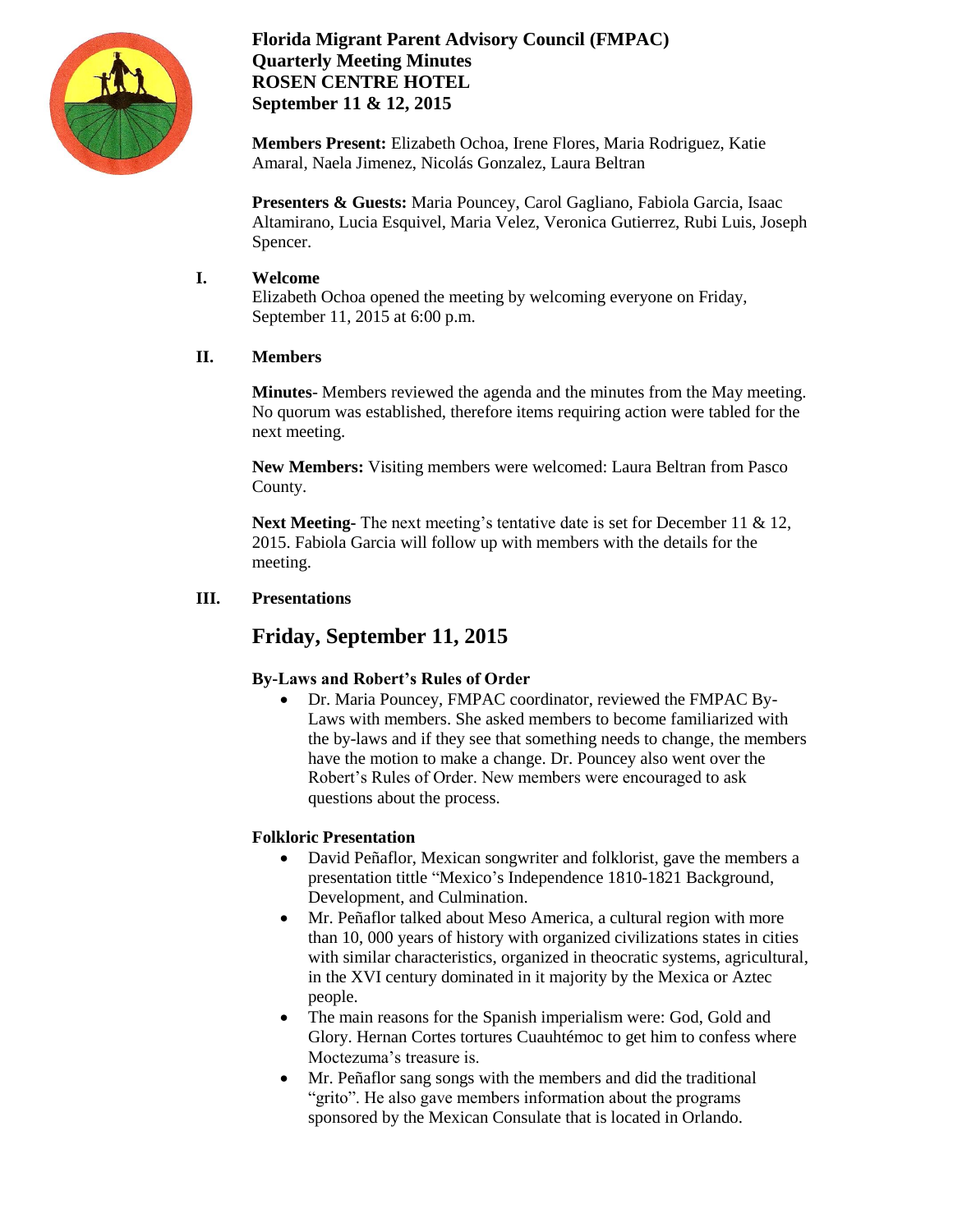# Florida Migrant Parent Advisory Council (FMPAC)
# Quarterly Meeting Minutes
# ROSEN CENTRE HOTEL
# September 11 & 12, 2015

**Members Present:** Elizabeth Ochoa, Irene Flores, Maria Rodriguez, Katie Amaral, Naela Jimenez, Nicolás Gonzalez, Laura Beltran

**Presenters & Guests:** Maria Pouncey, Carol Gagliano, Fabiola Garcia, Isaac Altamirano, Lucia Esquivel, Maria Velez, Veronica Gutierrez, Rubi Luis, Joseph Spencer.

## I. Welcome

Elizabeth Ochoa opened the meeting by welcoming everyone on Friday, September 11, 2015 at 6:00 p.m.

## II. Members

**Minutes**- Members reviewed the agenda and the minutes from the May meeting. No quorum was established, therefore items requiring action were tabled for the next meeting.

**New Members:** Visiting members were welcomed: Laura Beltran from Pasco County.

**Next Meeting-** The next meeting's tentative date is set for December 11 & 12, 2015. Fabiola Garcia will follow up with members with the details for the meeting.

## III. Presentations

## Friday, September 11, 2015

### By-Laws and Robert's Rules of Order

- Dr. Maria Pouncey, FMPAC coordinator, reviewed the FMPAC By-Laws with members. She asked members to become familiarized with the by-laws and if they see that something needs to change, the members have the motion to make a change. Dr. Pouncey also went over the Robert's Rules of Order. New members were encouraged to ask questions about the process.

### Folkloric Presentation

- David Peñaflor, Mexican songwriter and folklorist, gave the members a presentation tittle "Mexico's Independence 1810-1821 Background, Development, and Culmination.
- Mr. Peñaflor talked about Meso America, a cultural region with more than 10, 000 years of history with organized civilizations states in cities with similar characteristics, organized in theocratic systems, agricultural, in the XVI century dominated in it majority by the Mexica or Aztec people.
- The main reasons for the Spanish imperialism were: God, Gold and Glory. Hernan Cortes tortures Cuauhtémoc to get him to confess where Moctezuma's treasure is.
- Mr. Peñaflor sang songs with the members and did the traditional "grito". He also gave members information about the programs sponsored by the Mexican Consulate that is located in Orlando.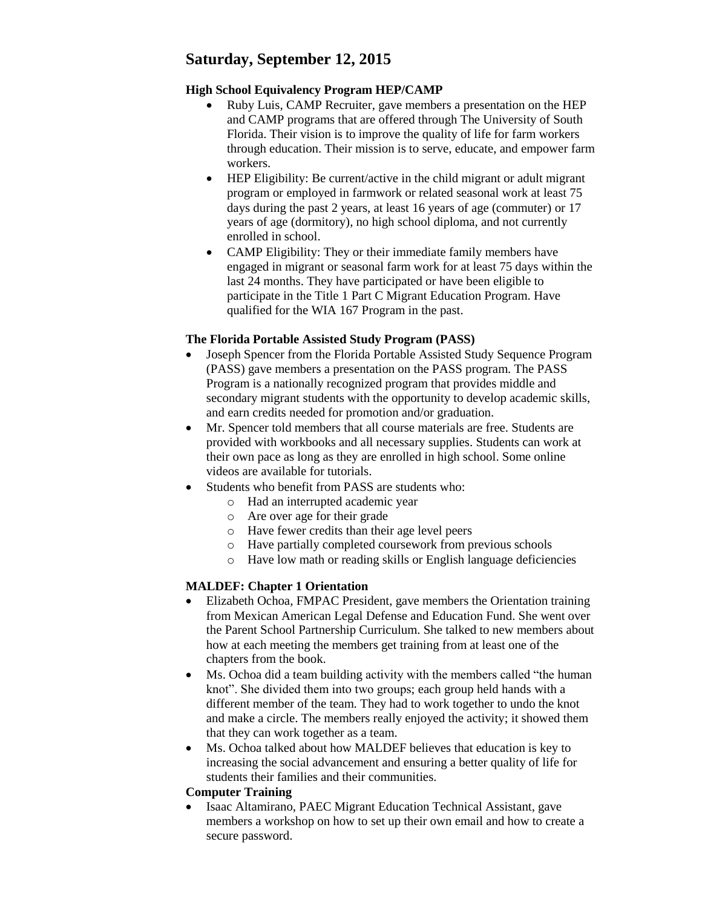## Saturday, September 12, 2015

**High School Equivalency Program HEP/CAMP**

- Ruby Luis, CAMP Recruiter, gave members a presentation on the HEP and CAMP programs that are offered through The University of South Florida. Their vision is to improve the quality of life for farm workers through education. Their mission is to serve, educate, and empower farm workers.
- HEP Eligibility: Be current/active in the child migrant or adult migrant program or employed in farmwork or related seasonal work at least 75 days during the past 2 years, at least 16 years of age (commuter) or 17 years of age (dormitory), no high school diploma, and not currently enrolled in school.
- CAMP Eligibility: They or their immediate family members have engaged in migrant or seasonal farm work for at least 75 days within the last 24 months. They have participated or have been eligible to participate in the Title 1 Part C Migrant Education Program. Have qualified for the WIA 167 Program in the past.

**The Florida Portable Assisted Study Program (PASS)**

- Joseph Spencer from the Florida Portable Assisted Study Sequence Program (PASS) gave members a presentation on the PASS program. The PASS Program is a nationally recognized program that provides middle and secondary migrant students with the opportunity to develop academic skills, and earn credits needed for promotion and/or graduation.
- Mr. Spencer told members that all course materials are free. Students are provided with workbooks and all necessary supplies. Students can work at their own pace as long as they are enrolled in high school. Some online videos are available for tutorials.
- Students who benefit from PASS are students who:
  - Had an interrupted academic year
  - Are over age for their grade
  - Have fewer credits than their age level peers
  - Have partially completed coursework from previous schools
  - Have low math or reading skills or English language deficiencies

**MALDEF: Chapter 1 Orientation**

- Elizabeth Ochoa, FMPAC President, gave members the Orientation training from Mexican American Legal Defense and Education Fund. She went over the Parent School Partnership Curriculum. She talked to new members about how at each meeting the members get training from at least one of the chapters from the book.
- Ms. Ochoa did a team building activity with the members called "the human knot". She divided them into two groups; each group held hands with a different member of the team. They had to work together to undo the knot and make a circle. The members really enjoyed the activity; it showed them that they can work together as a team.
- Ms. Ochoa talked about how MALDEF believes that education is key to increasing the social advancement and ensuring a better quality of life for students their families and their communities.

**Computer Training**

- Isaac Altamirano, PAEC Migrant Education Technical Assistant, gave members a workshop on how to set up their own email and how to create a secure password.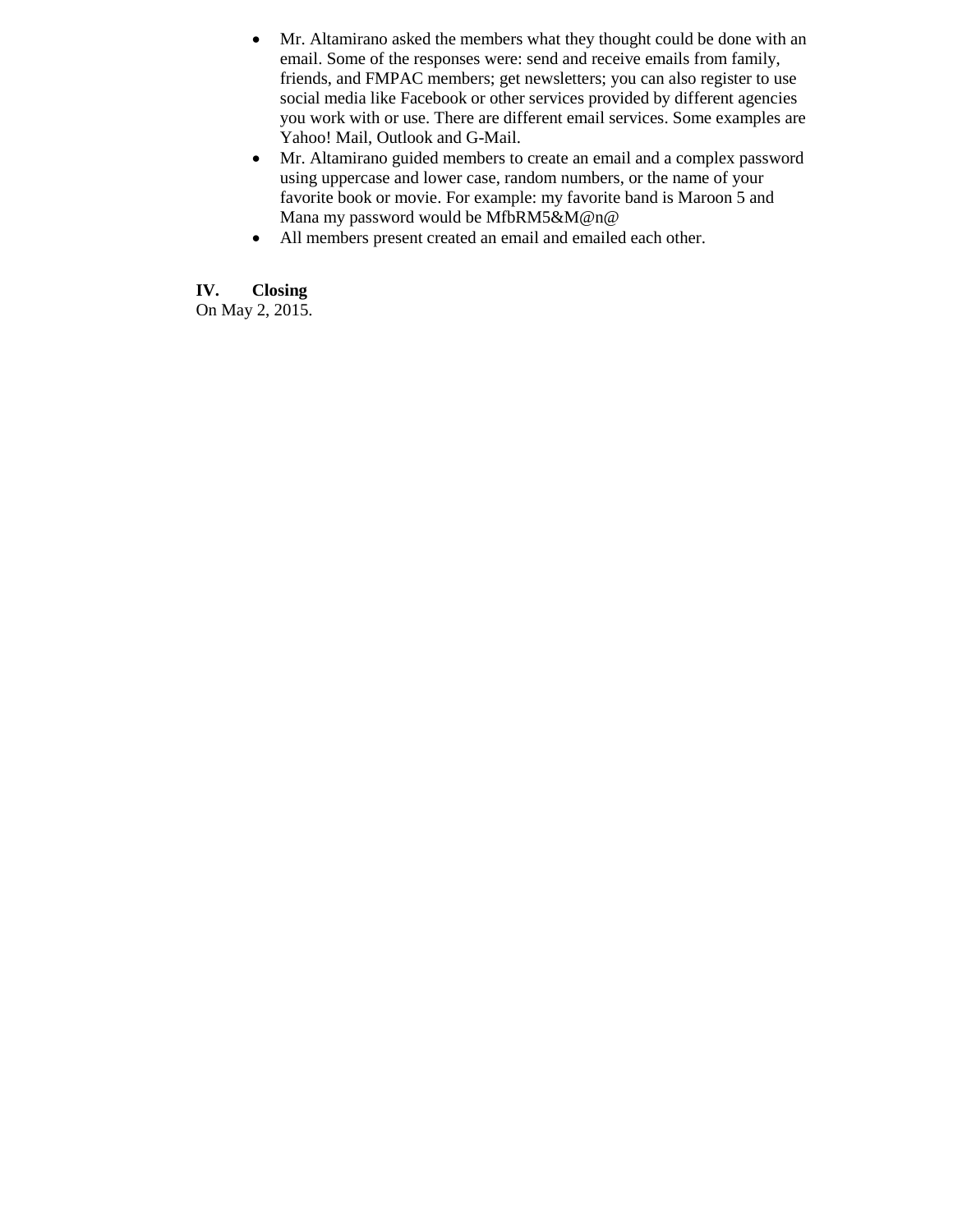- Mr. Altamirano asked the members what they thought could be done with an email. Some of the responses were: send and receive emails from family, friends, and FMPAC members; get newsletters; you can also register to use social media like Facebook or other services provided by different agencies you work with or use. There are different email services. Some examples are Yahoo! Mail, Outlook and G-Mail.
- Mr. Altamirano guided members to create an email and a complex password using uppercase and lower case, random numbers, or the name of your favorite book or movie. For example: my favorite band is Maroon 5 and Mana my password would be MfbRM5&M@n@
- All members present created an email and emailed each other.

**IV. Closing**

On May 2, 2015.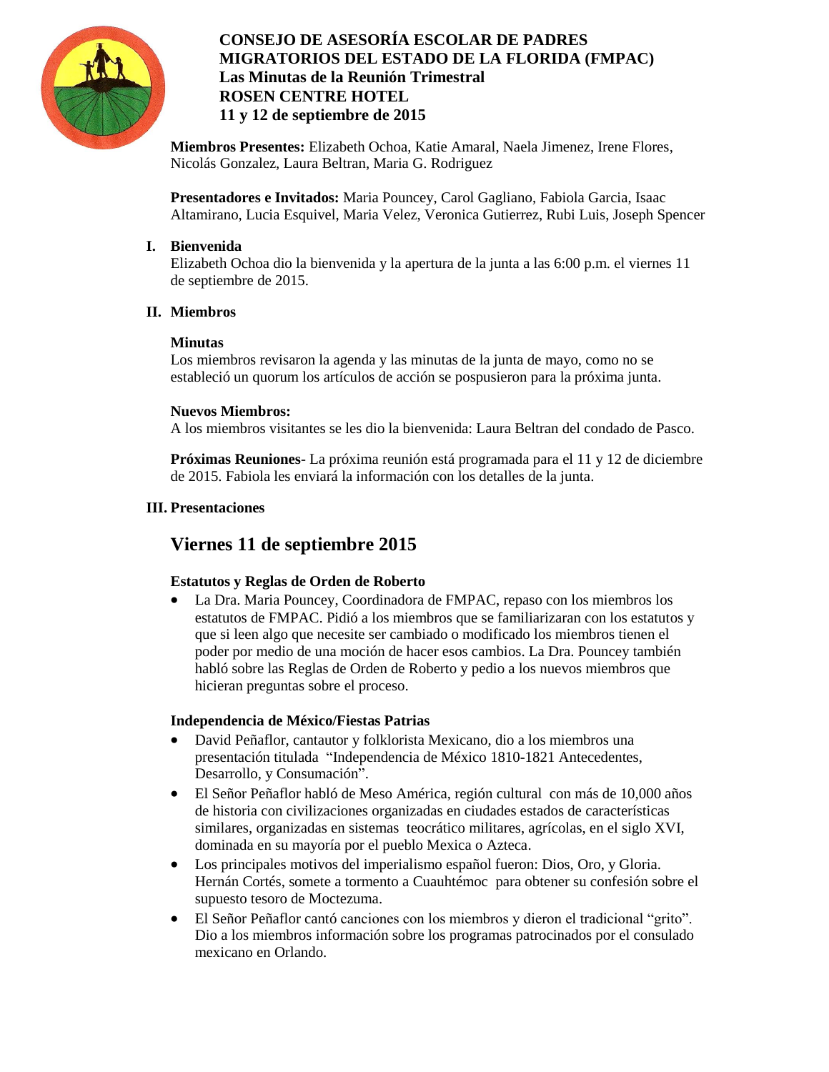**CONSEJO DE ASESORÍA ESCOLAR DE PADRES MIGRATORIOS DEL ESTADO DE LA FLORIDA (FMPAC)**
**Las Minutas de la Reunión Trimestral**
**ROSEN CENTRE HOTEL**
**11 y 12 de septiembre de 2015**

**Miembros Presentes:** Elizabeth Ochoa, Katie Amaral, Naela Jimenez, Irene Flores, Nicolás Gonzalez, Laura Beltran, Maria G. Rodriguez

**Presentadores e Invitados:** Maria Pouncey, Carol Gagliano, Fabiola Garcia, Isaac Altamirano, Lucia Esquivel, Maria Velez, Veronica Gutierrez, Rubi Luis, Joseph Spencer

## I. Bienvenida

Elizabeth Ochoa dio la bienvenida y la apertura de la junta a las 6:00 p.m. el viernes 11 de septiembre de 2015.

## II. Miembros

**Minutas**
Los miembros revisaron la agenda y las minutas de la junta de mayo, como no se estableció un quorum los artículos de acción se pospusieron para la próxima junta.

**Nuevos Miembros:**
A los miembros visitantes se les dio la bienvenida: Laura Beltran del condado de Pasco.

**Próximas Reuniones**- La próxima reunión está programada para el 11 y 12 de diciembre de 2015. Fabiola les enviará la información con los detalles de la junta.

## III. Presentaciones

## Viernes 11 de septiembre 2015

**Estatutos y Reglas de Orden de Roberto**

- La Dra. Maria Pouncey, Coordinadora de FMPAC, repaso con los miembros los estatutos de FMPAC. Pidió a los miembros que se familiarizaran con los estatutos y que si leen algo que necesite ser cambiado o modificado los miembros tienen el poder por medio de una moción de hacer esos cambios. La Dra. Pouncey también habló sobre las Reglas de Orden de Roberto y pedio a los nuevos miembros que hicieran preguntas sobre el proceso.

**Independencia de México/Fiestas Patrias**

- David Peñaflor, cantautor y folklorista Mexicano, dio a los miembros una presentación titulada "Independencia de México 1810-1821 Antecedentes, Desarrollo, y Consumación".
- El Señor Peñaflor habló de Meso América, región cultural con más de 10,000 años de historia con civilizaciones organizadas en ciudades estados de características similares, organizadas en sistemas teocrático militares, agrícolas, en el siglo XVI, dominada en su mayoría por el pueblo Mexica o Azteca.
- Los principales motivos del imperialismo español fueron: Dios, Oro, y Gloria. Hernán Cortés, somete a tormento a Cuauhtémoc para obtener su confesión sobre el supuesto tesoro de Moctezuma.
- El Señor Peñaflor cantó canciones con los miembros y dieron el tradicional "grito". Dio a los miembros información sobre los programas patrocinados por el consulado mexicano en Orlando.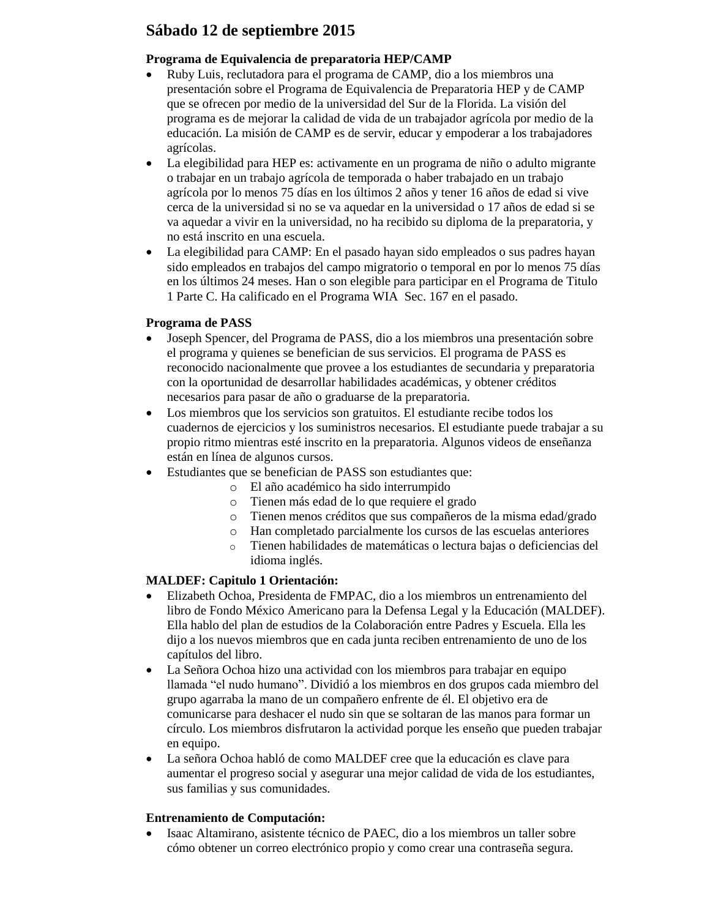## Sábado 12 de septiembre 2015

**Programa de Equivalencia de preparatoria HEP/CAMP**

- Ruby Luis, reclutadora para el programa de CAMP, dio a los miembros una presentación sobre el Programa de Equivalencia de Preparatoria HEP y de CAMP que se ofrecen por medio de la universidad del Sur de la Florida. La visión del programa es de mejorar la calidad de vida de un trabajador agrícola por medio de la educación. La misión de CAMP es de servir, educar y empoderar a los trabajadores agrícolas.
- La elegibilidad para HEP es: activamente en un programa de niño o adulto migrante o trabajar en un trabajo agrícola de temporada o haber trabajado en un trabajo agrícola por lo menos 75 días en los últimos 2 años y tener 16 años de edad si vive cerca de la universidad si no se va aquedar en la universidad o 17 años de edad si se va aquedar a vivir en la universidad, no ha recibido su diploma de la preparatoria, y no está inscrito en una escuela.
- La elegibilidad para CAMP: En el pasado hayan sido empleados o sus padres hayan sido empleados en trabajos del campo migratorio o temporal en por lo menos 75 días en los últimos 24 meses. Han o son elegible para participar en el Programa de Titulo 1 Parte C. Ha calificado en el Programa WIA Sec. 167 en el pasado.

**Programa de PASS**

- Joseph Spencer, del Programa de PASS, dio a los miembros una presentación sobre el programa y quienes se benefician de sus servicios. El programa de PASS es reconocido nacionalmente que provee a los estudiantes de secundaria y preparatoria con la oportunidad de desarrollar habilidades académicas, y obtener créditos necesarios para pasar de año o graduarse de la preparatoria.
- Los miembros que los servicios son gratuitos. El estudiante recibe todos los cuadernos de ejercicios y los suministros necesarios. El estudiante puede trabajar a su propio ritmo mientras esté inscrito en la preparatoria. Algunos videos de enseñanza están en línea de algunos cursos.
- Estudiantes que se benefician de PASS son estudiantes que:
  - El año académico ha sido interrumpido
  - Tienen más edad de lo que requiere el grado
  - Tienen menos créditos que sus compañeros de la misma edad/grado
  - Han completado parcialmente los cursos de las escuelas anteriores
  - Tienen habilidades de matemáticas o lectura bajas o deficiencias del idioma inglés.

**MALDEF: Capitulo 1 Orientación:**

- Elizabeth Ochoa, Presidenta de FMPAC, dio a los miembros un entrenamiento del libro de Fondo México Americano para la Defensa Legal y la Educación (MALDEF). Ella hablo del plan de estudios de la Colaboración entre Padres y Escuela. Ella les dijo a los nuevos miembros que en cada junta reciben entrenamiento de uno de los capítulos del libro.
- La Señora Ochoa hizo una actividad con los miembros para trabajar en equipo llamada "el nudo humano". Dividió a los miembros en dos grupos cada miembro del grupo agarraba la mano de un compañero enfrente de él. El objetivo era de comunicarse para deshacer el nudo sin que se soltaran de las manos para formar un círculo. Los miembros disfrutaron la actividad porque les enseño que pueden trabajar en equipo.
- La señora Ochoa habló de como MALDEF cree que la educación es clave para aumentar el progreso social y asegurar una mejor calidad de vida de los estudiantes, sus familias y sus comunidades.

**Entrenamiento de Computación:**

- Isaac Altamirano, asistente técnico de PAEC, dio a los miembros un taller sobre cómo obtener un correo electrónico propio y como crear una contraseña segura.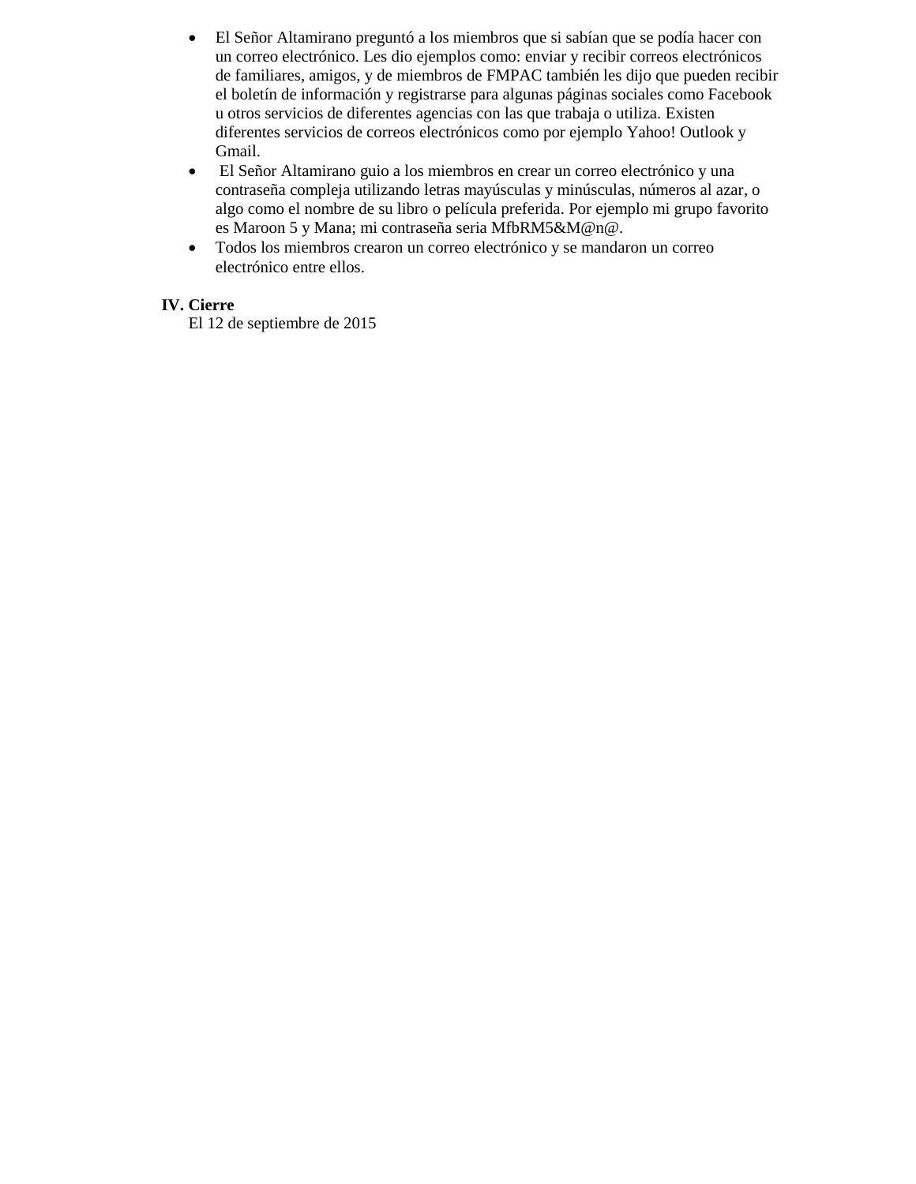- El Señor Altamirano preguntó a los miembros que si sabían que se podía hacer con un correo electrónico. Les dio ejemplos como: enviar y recibir correos electrónicos de familiares, amigos, y de miembros de FMPAC también les dijo que pueden recibir el boletín de información y registrarse para algunas páginas sociales como Facebook u otros servicios de diferentes agencias con las que trabaja o utiliza. Existen diferentes servicios de correos electrónicos como por ejemplo Yahoo! Outlook y Gmail.
- El Señor Altamirano guio a los miembros en crear un correo electrónico y una contraseña compleja utilizando letras mayúsculas y minúsculas, números al azar, o algo como el nombre de su libro o película preferida. Por ejemplo mi grupo favorito es Maroon 5 y Mana; mi contraseña seria MfbRM5&M@n@.
- Todos los miembros crearon un correo electrónico y se mandaron un correo electrónico entre ellos.

**IV. Cierre**

El 12 de septiembre de 2015